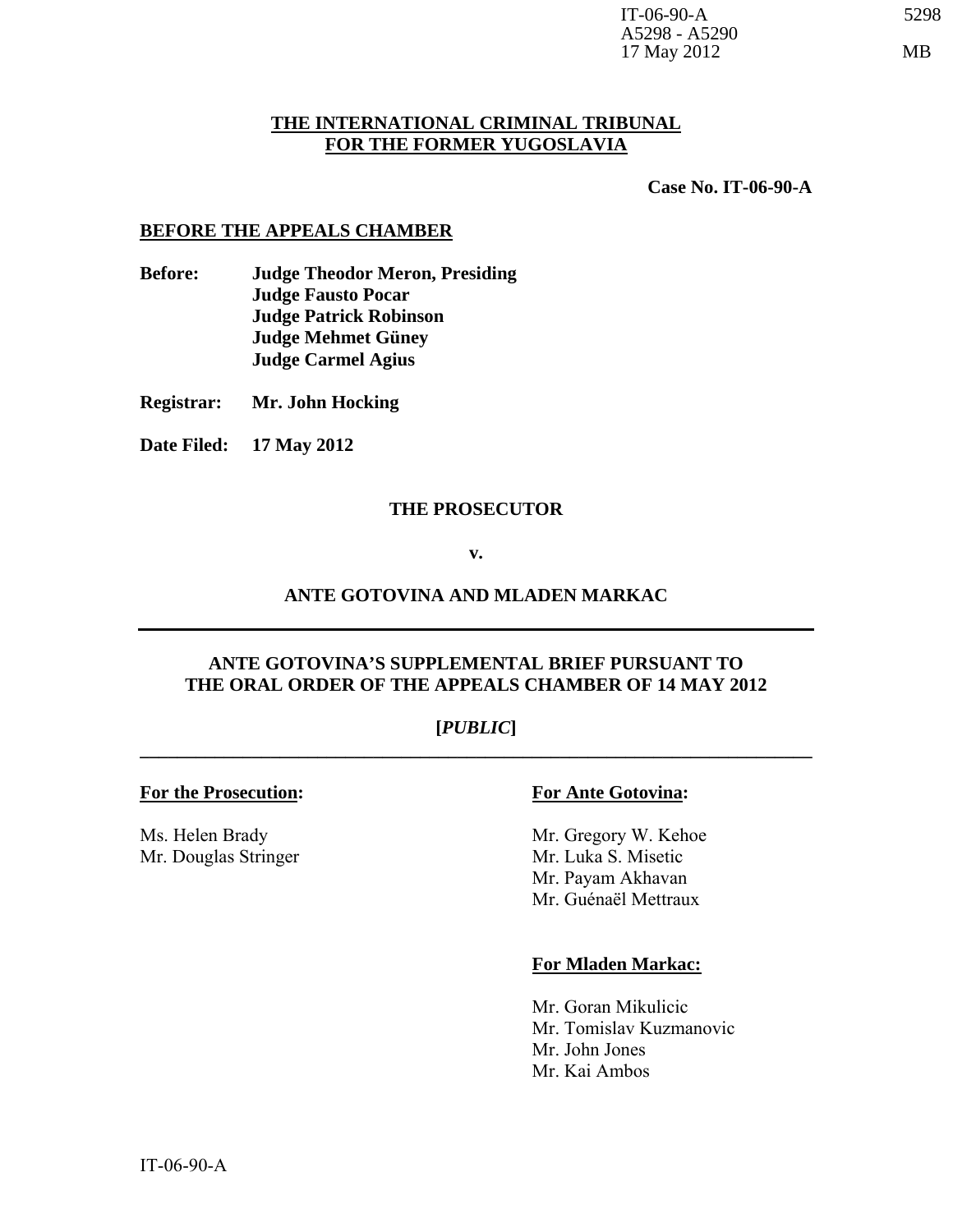IT-06-90-A
A5298 - A5290
17 May 2012

5298

MB

**THE INTERNATIONAL CRIMINAL TRIBUNAL FOR THE FORMER YUGOSLAVIA**

**Case No. IT-06-90-A**

**BEFORE THE APPEALS CHAMBER**

**Before:** **Judge Theodor Meron, Presiding**
**Judge Fausto Pocar**
**Judge Patrick Robinson**
**Judge Mehmet Güney**
**Judge Carmel Agius**

**Registrar:** **Mr. John Hocking**

**Date Filed:** **17 May 2012**

**THE PROSECUTOR**

**v.**

**ANTE GOTOVINA AND MLADEN MARKAC**

---

**ANTE GOTOVINA'S SUPPLEMENTAL BRIEF PURSUANT TO THE ORAL ORDER OF THE APPEALS CHAMBER OF 14 MAY 2012**

**[*PUBLIC*]**

---

**For the Prosecution:**

Ms. Helen Brady
Mr. Douglas Stringer

**For Ante Gotovina:**

Mr. Gregory W. Kehoe
Mr. Luka S. Misetic
Mr. Payam Akhavan
Mr. Guénaël Mettraux

**For Mladen Markac:**

Mr. Goran Mikulicic
Mr. Tomislav Kuzmanovic
Mr. John Jones
Mr. Kai Ambos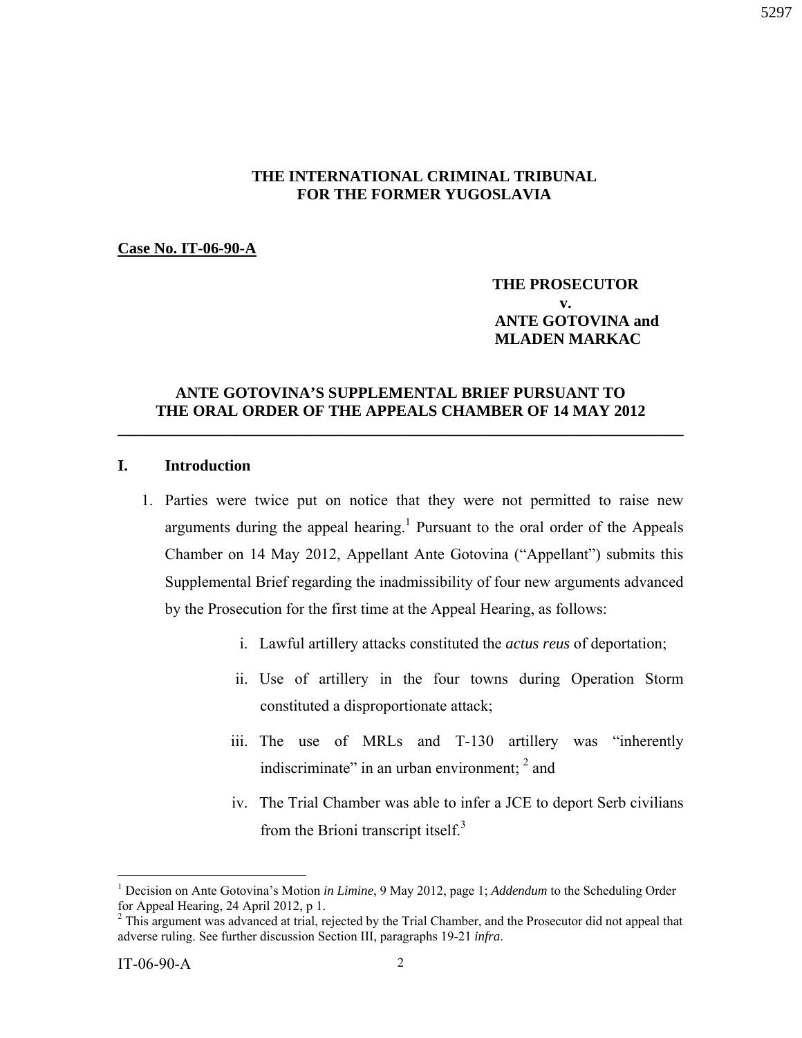**THE INTERNATIONAL CRIMINAL TRIBUNAL FOR THE FORMER YUGOSLAVIA**

**Case No. IT-06-90-A**

**THE PROSECUTOR**
**v.**
**ANTE GOTOVINA and**
**MLADEN MARKAC**

**ANTE GOTOVINA'S SUPPLEMENTAL BRIEF PURSUANT TO THE ORAL ORDER OF THE APPEALS CHAMBER OF 14 MAY 2012**

---

## I. Introduction

1. Parties were twice put on notice that they were not permitted to raise new arguments during the appeal hearing.[1] Pursuant to the oral order of the Appeals Chamber on 14 May 2012, Appellant Ante Gotovina ("Appellant") submits this Supplemental Brief regarding the inadmissibility of four new arguments advanced by the Prosecution for the first time at the Appeal Hearing, as follows:

   i. Lawful artillery attacks constituted the *actus reus* of deportation;

   ii. Use of artillery in the four towns during Operation Storm constituted a disproportionate attack;

   iii. The use of MRLs and T-130 artillery was "inherently indiscriminate" in an urban environment; [2] and

   iv. The Trial Chamber was able to infer a JCE to deport Serb civilians from the Brioni transcript itself.[3]

---

[1] Decision on Ante Gotovina's Motion *in Limine*, 9 May 2012, page 1; *Addendum* to the Scheduling Order for Appeal Hearing, 24 April 2012, p 1.

[2] This argument was advanced at trial, rejected by the Trial Chamber, and the Prosecutor did not appeal that adverse ruling. See further discussion Section III, paragraphs 19-21 *infra*.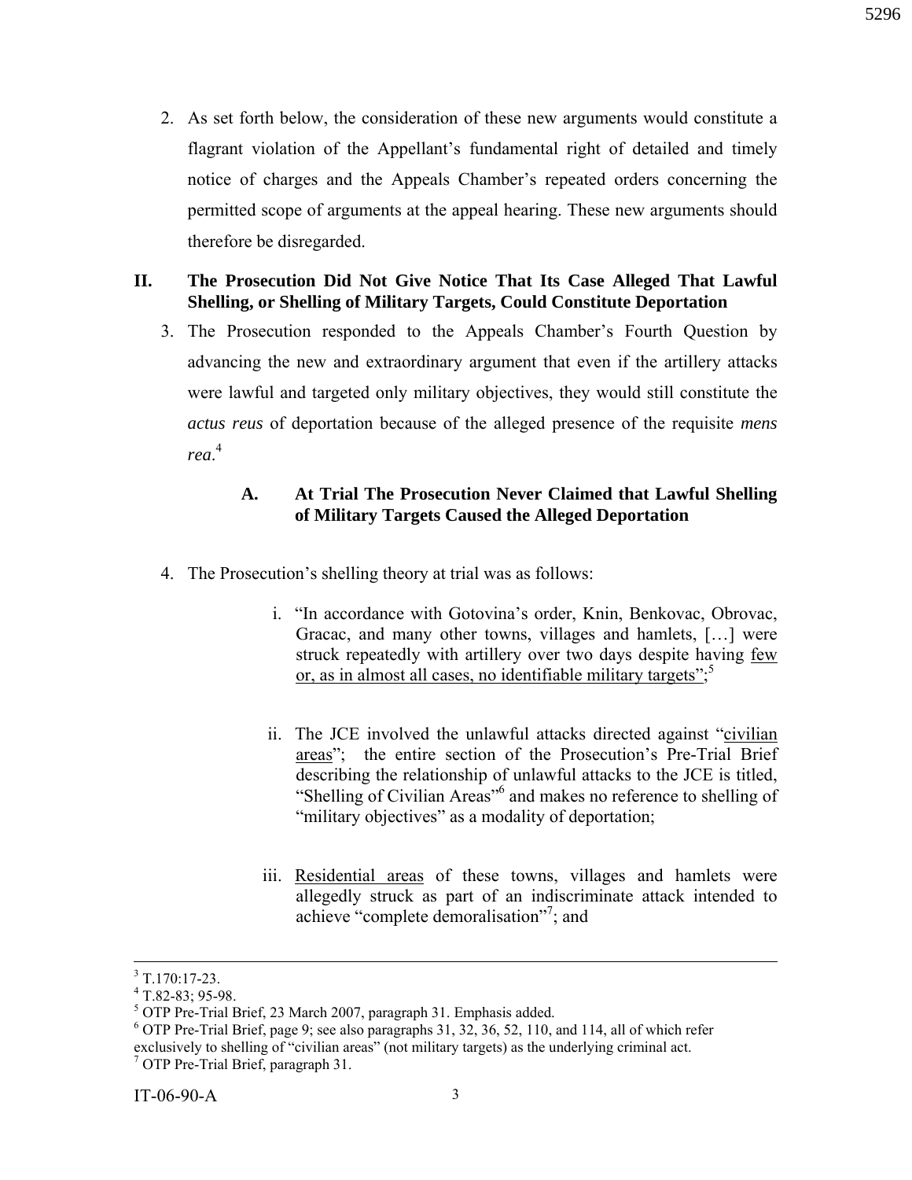2. As set forth below, the consideration of these new arguments would constitute a flagrant violation of the Appellant's fundamental right of detailed and timely notice of charges and the Appeals Chamber's repeated orders concerning the permitted scope of arguments at the appeal hearing. These new arguments should therefore be disregarded.

## II. The Prosecution Did Not Give Notice That Its Case Alleged That Lawful Shelling, or Shelling of Military Targets, Could Constitute Deportation

3. The Prosecution responded to the Appeals Chamber's Fourth Question by advancing the new and extraordinary argument that even if the artillery attacks were lawful and targeted only military objectives, they would still constitute the *actus reus* of deportation because of the alleged presence of the requisite *mens rea*.[4]

### A. At Trial The Prosecution Never Claimed that Lawful Shelling of Military Targets Caused the Alleged Deportation

4. The Prosecution's shelling theory at trial was as follows:

   i. "In accordance with Gotovina's order, Knin, Benkovac, Obrovac, Gracac, and many other towns, villages and hamlets, […] were struck repeatedly with artillery over two days despite having <u>few or, as in almost all cases, no identifiable military targets</u>";[5]

   ii. The JCE involved the unlawful attacks directed against "<u>civilian areas</u>"; the entire section of the Prosecution's Pre-Trial Brief describing the relationship of unlawful attacks to the JCE is titled, "Shelling of Civilian Areas"[6] and makes no reference to shelling of "military objectives" as a modality of deportation;

   iii. <u>Residential areas</u> of these towns, villages and hamlets were allegedly struck as part of an indiscriminate attack intended to achieve "complete demoralisation"[7]; and

---

[3] T.170:17-23.

[4] T.82-83; 95-98.

[5] OTP Pre-Trial Brief, 23 March 2007, paragraph 31. Emphasis added.

[6] OTP Pre-Trial Brief, page 9; see also paragraphs 31, 32, 36, 52, 110, and 114, all of which refer exclusively to shelling of "civilian areas" (not military targets) as the underlying criminal act.

[7] OTP Pre-Trial Brief, paragraph 31.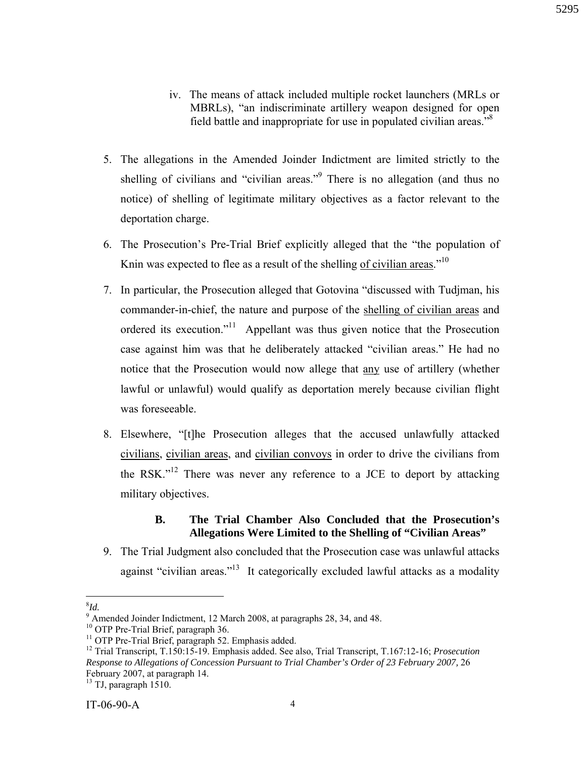iv. The means of attack included multiple rocket launchers (MRLs or MBRLs), "an indiscriminate artillery weapon designed for open field battle and inappropriate for use in populated civilian areas."[8]

5. The allegations in the Amended Joinder Indictment are limited strictly to the shelling of civilians and "civilian areas."[9] There is no allegation (and thus no notice) of shelling of legitimate military objectives as a factor relevant to the deportation charge.

6. The Prosecution's Pre-Trial Brief explicitly alleged that the "the population of Knin was expected to flee as a result of the shelling <u>of civilian areas</u>."[10]

7. In particular, the Prosecution alleged that Gotovina "discussed with Tudjman, his commander-in-chief, the nature and purpose of the <u>shelling of civilian areas</u> and ordered its execution."[11] Appellant was thus given notice that the Prosecution case against him was that he deliberately attacked "civilian areas." He had no notice that the Prosecution would now allege that <u>any</u> use of artillery (whether lawful or unlawful) would qualify as deportation merely because civilian flight was foreseeable.

8. Elsewhere, "[t]he Prosecution alleges that the accused unlawfully attacked <u>civilians</u>, <u>civilian areas</u>, and <u>civilian convoys</u> in order to drive the civilians from the RSK."[12] There was never any reference to a JCE to deport by attacking military objectives.

### B. The Trial Chamber Also Concluded that the Prosecution's Allegations Were Limited to the Shelling of "Civilian Areas"

9. The Trial Judgment also concluded that the Prosecution case was unlawful attacks against "civilian areas."[13] It categorically excluded lawful attacks as a modality

---

[8] *Id.*

[9] Amended Joinder Indictment, 12 March 2008, at paragraphs 28, 34, and 48.

[10] OTP Pre-Trial Brief, paragraph 36.

[11] OTP Pre-Trial Brief, paragraph 52. Emphasis added.

[12] Trial Transcript, T.150:15-19. Emphasis added. See also, Trial Transcript, T.167:12-16; *Prosecution Response to Allegations of Concession Pursuant to Trial Chamber's Order of 23 February 2007,* 26 February 2007, at paragraph 14.

[13] TJ, paragraph 1510.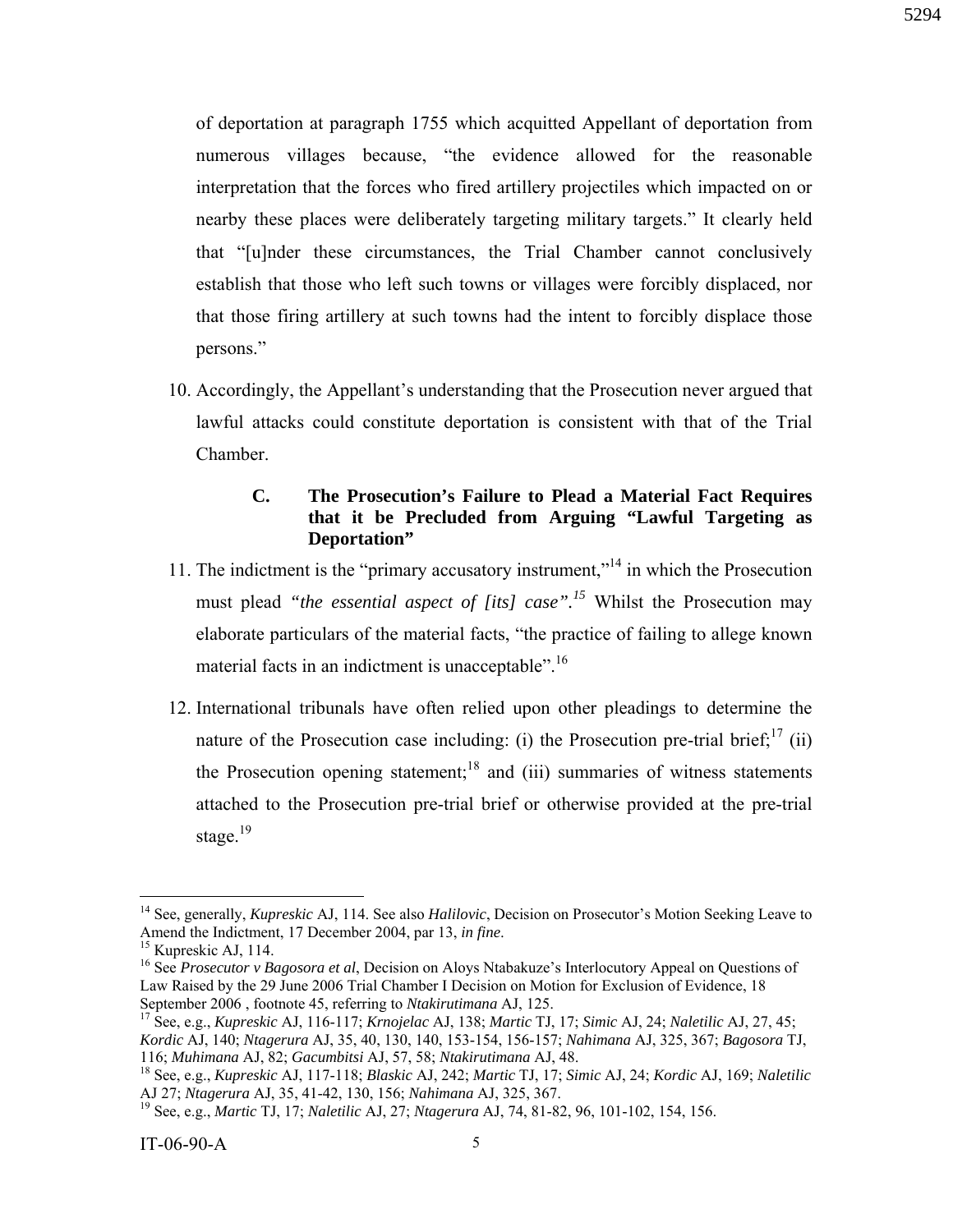of deportation at paragraph 1755 which acquitted Appellant of deportation from numerous villages because, "the evidence allowed for the reasonable interpretation that the forces who fired artillery projectiles which impacted on or nearby these places were deliberately targeting military targets." It clearly held that "[u]nder these circumstances, the Trial Chamber cannot conclusively establish that those who left such towns or villages were forcibly displaced, nor that those firing artillery at such towns had the intent to forcibly displace those persons."

10. Accordingly, the Appellant's understanding that the Prosecution never argued that lawful attacks could constitute deportation is consistent with that of the Trial Chamber.

### C. The Prosecution's Failure to Plead a Material Fact Requires that it be Precluded from Arguing "Lawful Targeting as Deportation"

11. The indictment is the "primary accusatory instrument,"[14] in which the Prosecution must plead *"the essential aspect of [its] case".[15]* Whilst the Prosecution may elaborate particulars of the material facts, "the practice of failing to allege known material facts in an indictment is unacceptable".[16]

12. International tribunals have often relied upon other pleadings to determine the nature of the Prosecution case including: (i) the Prosecution pre-trial brief;[17] (ii) the Prosecution opening statement;[18] and (iii) summaries of witness statements attached to the Prosecution pre-trial brief or otherwise provided at the pre-trial stage.[19]

---

[14] See, generally, *Kupreskic* AJ, 114. See also *Halilovic*, Decision on Prosecutor's Motion Seeking Leave to Amend the Indictment, 17 December 2004, par 13, *in fine*.

[15] Kupreskic AJ, 114.

[16] See *Prosecutor v Bagosora et al*, Decision on Aloys Ntabakuze's Interlocutory Appeal on Questions of Law Raised by the 29 June 2006 Trial Chamber I Decision on Motion for Exclusion of Evidence, 18 September 2006 , footnote 45, referring to *Ntakirutimana* AJ, 125.

[17] See, e.g., *Kupreskic* AJ, 116-117; *Krnojelac* AJ, 138; *Martic* TJ, 17; *Simic* AJ, 24; *Naletilic* AJ, 27, 45; *Kordic* AJ, 140; *Ntagerura* AJ, 35, 40, 130, 140, 153-154, 156-157; *Nahimana* AJ, 325, 367; *Bagosora* TJ, 116; *Muhimana* AJ, 82; *Gacumbitsi* AJ, 57, 58; *Ntakirutimana* AJ, 48.

[18] See, e.g., *Kupreskic* AJ, 117-118; *Blaskic* AJ, 242; *Martic* TJ, 17; *Simic* AJ, 24; *Kordic* AJ, 169; *Naletilic* AJ 27; *Ntagerura* AJ, 35, 41-42, 130, 156; *Nahimana* AJ, 325, 367.

[19] See, e.g., *Martic* TJ, 17; *Naletilic* AJ, 27; *Ntagerura* AJ, 74, 81-82, 96, 101-102, 154, 156.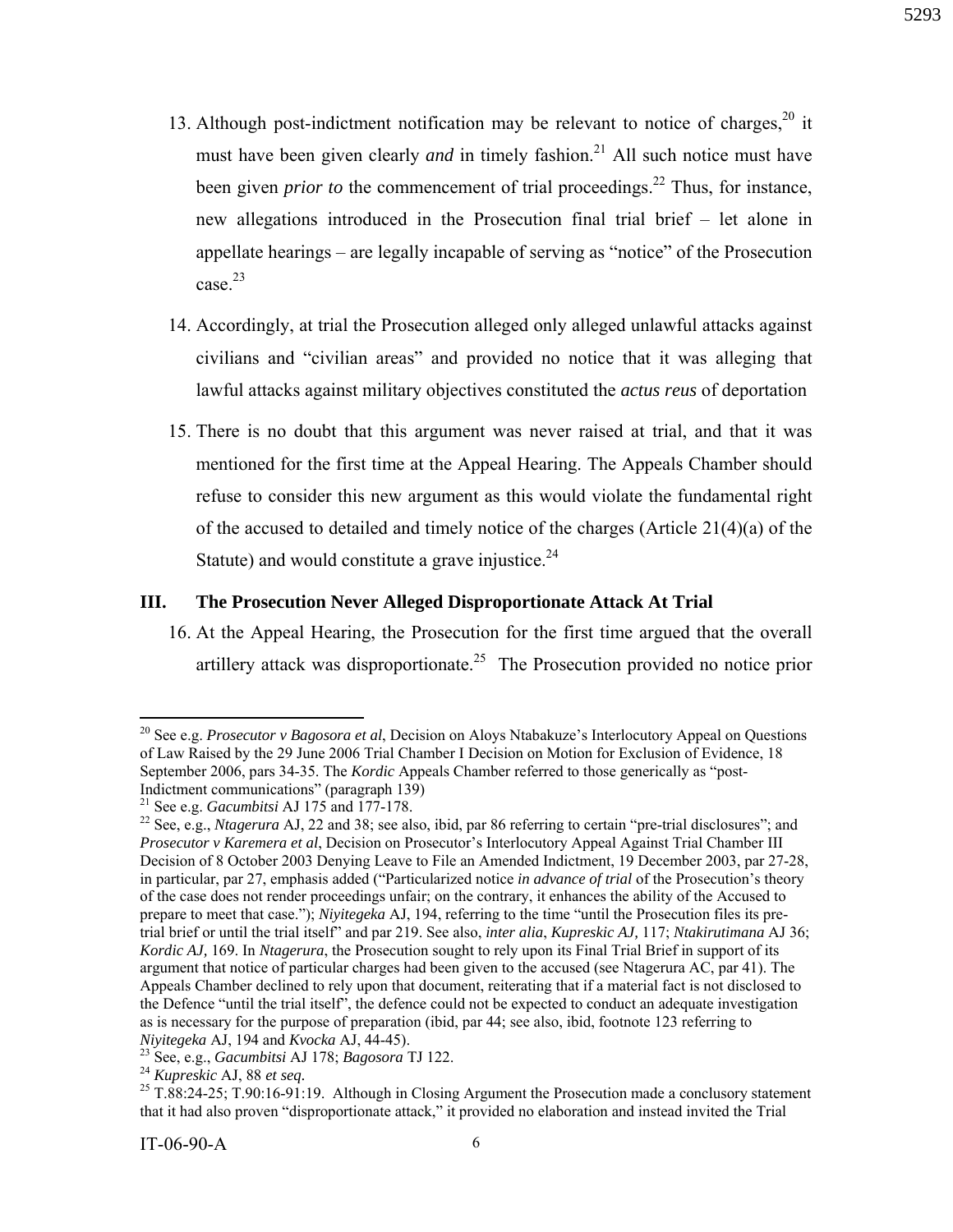13. Although post-indictment notification may be relevant to notice of charges,[20] it must have been given clearly *and* in timely fashion.[21] All such notice must have been given *prior to* the commencement of trial proceedings.[22] Thus, for instance, new allegations introduced in the Prosecution final trial brief – let alone in appellate hearings – are legally incapable of serving as "notice" of the Prosecution case.[23]

14. Accordingly, at trial the Prosecution alleged only alleged unlawful attacks against civilians and "civilian areas" and provided no notice that it was alleging that lawful attacks against military objectives constituted the *actus reus* of deportation

15. There is no doubt that this argument was never raised at trial, and that it was mentioned for the first time at the Appeal Hearing. The Appeals Chamber should refuse to consider this new argument as this would violate the fundamental right of the accused to detailed and timely notice of the charges (Article 21(4)(a) of the Statute) and would constitute a grave injustice.[24]

## III. The Prosecution Never Alleged Disproportionate Attack At Trial

16. At the Appeal Hearing, the Prosecution for the first time argued that the overall artillery attack was disproportionate.[25] The Prosecution provided no notice prior

---

[20] See e.g. *Prosecutor v Bagosora et al*, Decision on Aloys Ntabakuze's Interlocutory Appeal on Questions of Law Raised by the 29 June 2006 Trial Chamber I Decision on Motion for Exclusion of Evidence, 18 September 2006, pars 34-35. The *Kordic* Appeals Chamber referred to those generically as "post-Indictment communications" (paragraph 139)

[21] See e.g. *Gacumbitsi* AJ 175 and 177-178.

[22] See, e.g., *Ntagerura* AJ, 22 and 38; see also, ibid, par 86 referring to certain "pre-trial disclosures"; and *Prosecutor v Karemera et al*, Decision on Prosecutor's Interlocutory Appeal Against Trial Chamber III Decision of 8 October 2003 Denying Leave to File an Amended Indictment, 19 December 2003, par 27-28, in particular, par 27, emphasis added ("Particularized notice *in advance of trial* of the Prosecution's theory of the case does not render proceedings unfair; on the contrary, it enhances the ability of the Accused to prepare to meet that case."); *Niyitegeka* AJ, 194, referring to the time "until the Prosecution files its pre-trial brief or until the trial itself" and par 219. See also, *inter alia*, *Kupreskic AJ,* 117; *Ntakirutimana* AJ 36; *Kordic AJ*, 169. In *Ntagerura*, the Prosecution sought to rely upon its Final Trial Brief in support of its argument that notice of particular charges had been given to the accused (see Ntagerura AC, par 41). The Appeals Chamber declined to rely upon that document, reiterating that if a material fact is not disclosed to the Defence "until the trial itself", the defence could not be expected to conduct an adequate investigation as is necessary for the purpose of preparation (ibid, par 44; see also, ibid, footnote 123 referring to *Niyitegeka* AJ, 194 and *Kvocka* AJ, 44-45).

[23] See, e.g., *Gacumbitsi* AJ 178; *Bagosora* TJ 122.

[24] *Kupreskic* AJ, 88 *et seq.*

[25] T.88:24-25; T.90:16-91:19. Although in Closing Argument the Prosecution made a conclusory statement that it had also proven "disproportionate attack," it provided no elaboration and instead invited the Trial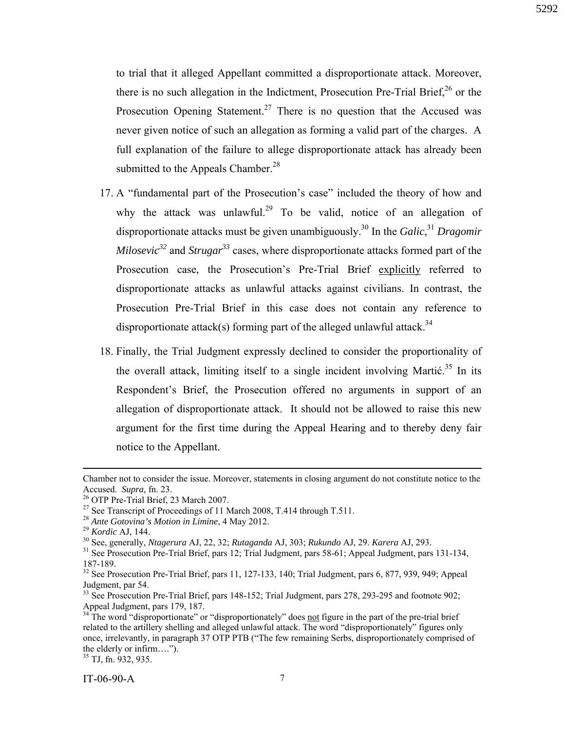to trial that it alleged Appellant committed a disproportionate attack. Moreover, there is no such allegation in the Indictment, Prosecution Pre-Trial Brief,[26] or the Prosecution Opening Statement.[27] There is no question that the Accused was never given notice of such an allegation as forming a valid part of the charges. A full explanation of the failure to allege disproportionate attack has already been submitted to the Appeals Chamber.[28]

17. A "fundamental part of the Prosecution's case" included the theory of how and why the attack was unlawful.[29] To be valid, notice of an allegation of disproportionate attacks must be given unambiguously.[30] In the *Galic*,[31] *Dragomir Milosevic*[32] and *Strugar*[33] cases, where disproportionate attacks formed part of the Prosecution case, the Prosecution's Pre-Trial Brief <u>explicitly</u> referred to disproportionate attacks as unlawful attacks against civilians. In contrast, the Prosecution Pre-Trial Brief in this case does not contain any reference to disproportionate attack(s) forming part of the alleged unlawful attack.[34]

18. Finally, the Trial Judgment expressly declined to consider the proportionality of the overall attack, limiting itself to a single incident involving Martić.[35] In its Respondent's Brief, the Prosecution offered no arguments in support of an allegation of disproportionate attack. It should not be allowed to raise this new argument for the first time during the Appeal Hearing and to thereby deny fair notice to the Appellant.

---

Chamber not to consider the issue. Moreover, statements in closing argument do not constitute notice to the Accused. *Supra,* fn. 23.

[26] OTP Pre-Trial Brief, 23 March 2007.

[27] See Transcript of Proceedings of 11 March 2008, T.414 through T.511.

[28] *Ante Gotovina's Motion in Limine*, 4 May 2012.

[29] *Kordic* AJ, 144.

[30] See, generally, *Ntagerura* AJ, 22, 32; *Rutaganda* AJ, 303; *Rukundo* AJ, 29. *Karera* AJ, 293.

[31] See Prosecution Pre-Trial Brief, pars 12; Trial Judgment, pars 58-61; Appeal Judgment, pars 131-134, 187-189.

[32] See Prosecution Pre-Trial Brief, pars 11, 127-133, 140; Trial Judgment, pars 6, 877, 939, 949; Appeal Judgment, par 54.

[33] See Prosecution Pre-Trial Brief, pars 148-152; Trial Judgment, pars 278, 293-295 and footnote 902; Appeal Judgment, pars 179, 187.

[34] The word "disproportionate" or "disproportionately" does <u>not</u> figure in the part of the pre-trial brief related to the artillery shelling and alleged unlawful attack. The word "disproportionately" figures only once, irrelevantly, in paragraph 37 OTP PTB ("The few remaining Serbs, disproportionately comprised of the elderly or infirm….").

[35] TJ, fn. 932, 935.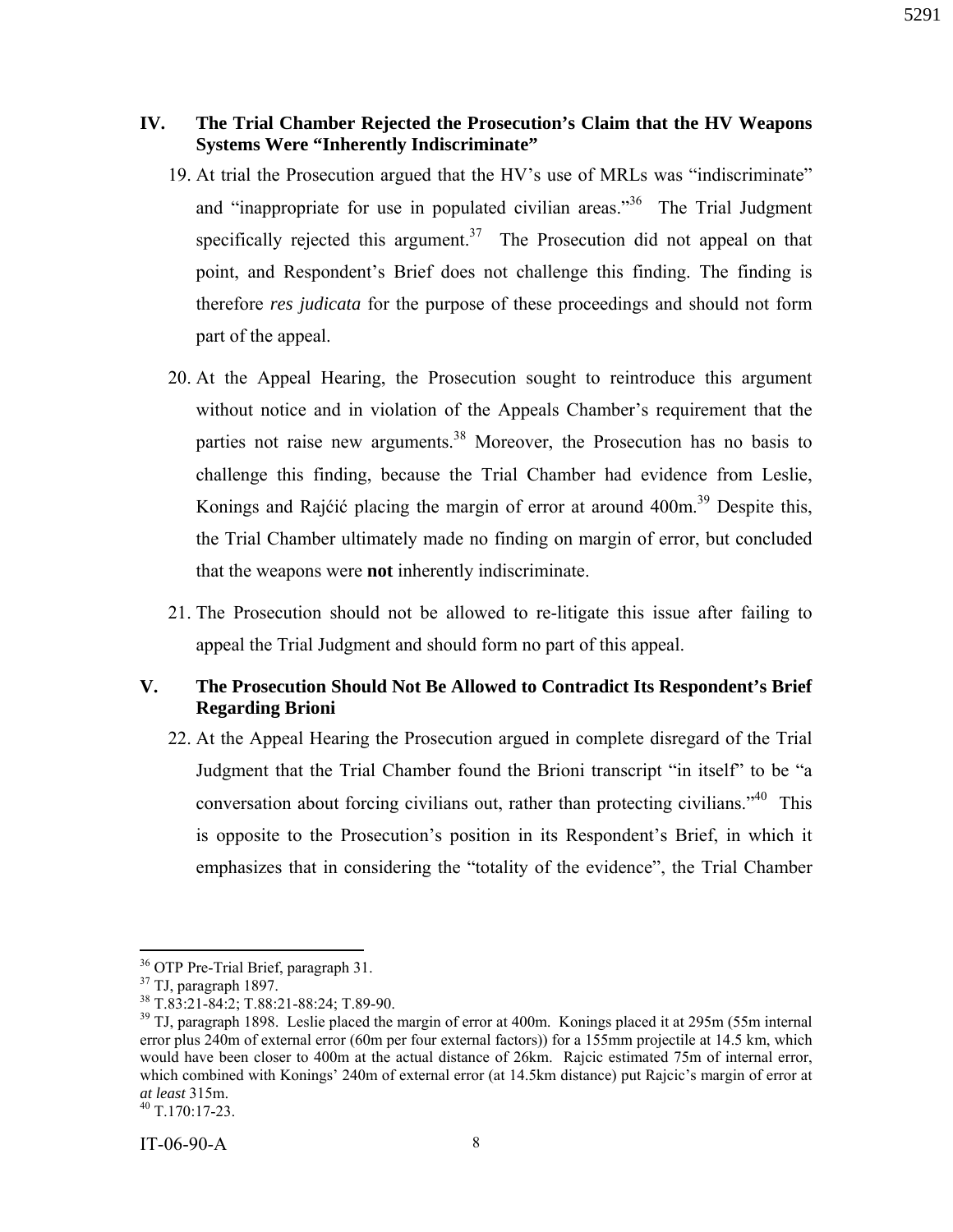## IV. The Trial Chamber Rejected the Prosecution's Claim that the HV Weapons Systems Were "Inherently Indiscriminate"

19. At trial the Prosecution argued that the HV's use of MRLs was "indiscriminate" and "inappropriate for use in populated civilian areas."[36] The Trial Judgment specifically rejected this argument.[37] The Prosecution did not appeal on that point, and Respondent's Brief does not challenge this finding. The finding is therefore *res judicata* for the purpose of these proceedings and should not form part of the appeal.

20. At the Appeal Hearing, the Prosecution sought to reintroduce this argument without notice and in violation of the Appeals Chamber's requirement that the parties not raise new arguments.[38] Moreover, the Prosecution has no basis to challenge this finding, because the Trial Chamber had evidence from Leslie, Konings and Rajćić placing the margin of error at around 400m.[39] Despite this, the Trial Chamber ultimately made no finding on margin of error, but concluded that the weapons were **not** inherently indiscriminate.

21. The Prosecution should not be allowed to re-litigate this issue after failing to appeal the Trial Judgment and should form no part of this appeal.

## V. The Prosecution Should Not Be Allowed to Contradict Its Respondent's Brief Regarding Brioni

22. At the Appeal Hearing the Prosecution argued in complete disregard of the Trial Judgment that the Trial Chamber found the Brioni transcript "in itself" to be "a conversation about forcing civilians out, rather than protecting civilians."[40] This is opposite to the Prosecution's position in its Respondent's Brief, in which it emphasizes that in considering the "totality of the evidence", the Trial Chamber

---

[36] OTP Pre-Trial Brief, paragraph 31.

[37] TJ, paragraph 1897.

[38] T.83:21-84:2; T.88:21-88:24; T.89-90.

[39] TJ, paragraph 1898. Leslie placed the margin of error at 400m. Konings placed it at 295m (55m internal error plus 240m of external error (60m per four external factors)) for a 155mm projectile at 14.5 km, which would have been closer to 400m at the actual distance of 26km. Rajcic estimated 75m of internal error, which combined with Konings' 240m of external error (at 14.5km distance) put Rajcic's margin of error at *at least* 315m.

[40] T.170:17-23.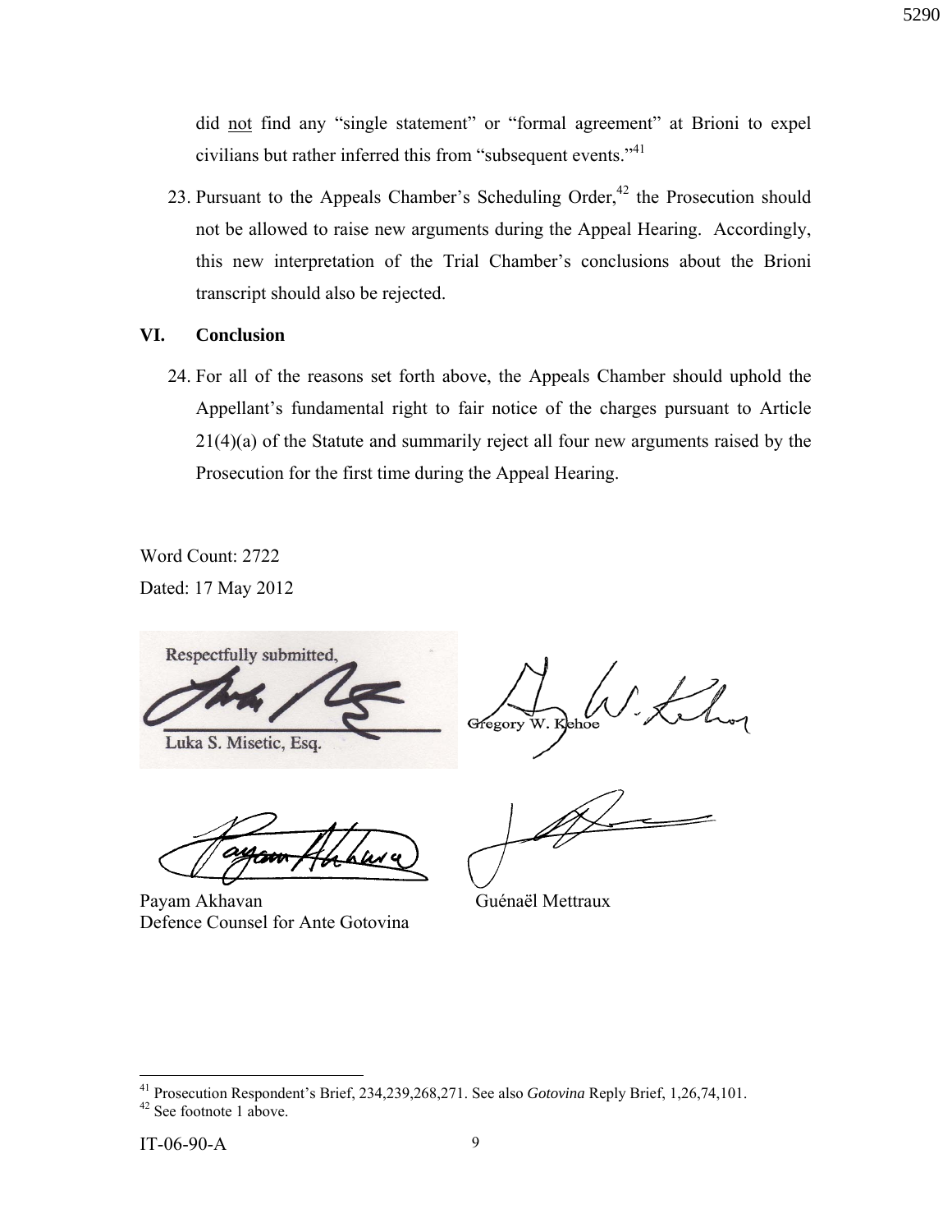did not find any "single statement" or "formal agreement" at Brioni to expel civilians but rather inferred this from "subsequent events."[41]

23. Pursuant to the Appeals Chamber's Scheduling Order,[42] the Prosecution should not be allowed to raise new arguments during the Appeal Hearing. Accordingly, this new interpretation of the Trial Chamber's conclusions about the Brioni transcript should also be rejected.

## VI. Conclusion

24. For all of the reasons set forth above, the Appeals Chamber should uphold the Appellant's fundamental right to fair notice of the charges pursuant to Article 21(4)(a) of the Statute and summarily reject all four new arguments raised by the Prosecution for the first time during the Appeal Hearing.

Word Count: 2722

Dated: 17 May 2012

Respectfully submitted,

Luka S. Misetic, Esq.

Gregory W. Kehoe

Payam Akhavan
Defence Counsel for Ante Gotovina

Guénaël Mettraux

---

[41] Prosecution Respondent's Brief, 234,239,268,271. See also *Gotovina* Reply Brief, 1,26,74,101.

[42] See footnote 1 above.